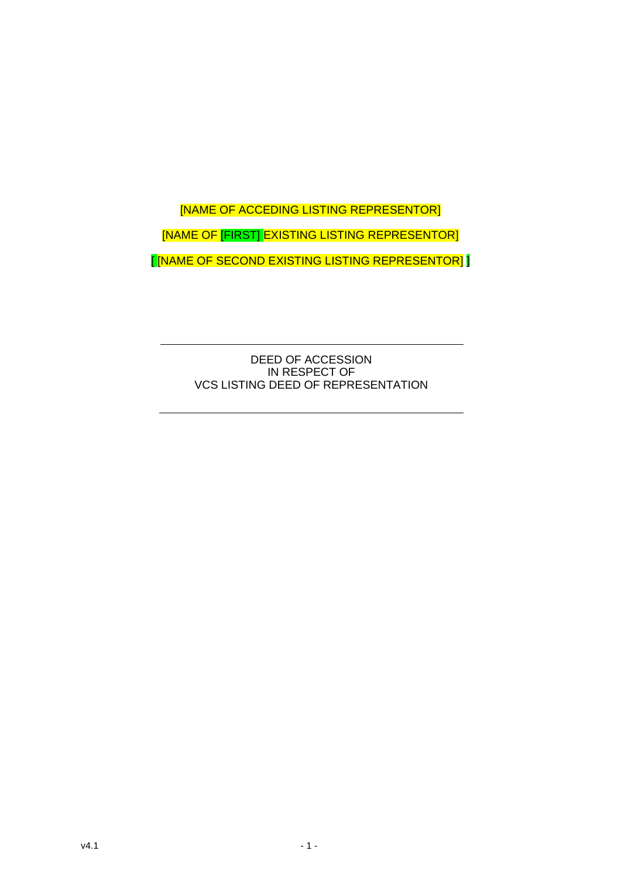[NAME OF ACCEDING LISTING REPRESENTOR]

[NAME OF [FIRST] EXISTING LISTING REPRESENTOR]

[ [NAME OF SECOND EXISTING LISTING REPRESENTOR] ]

---

DEED OF ACCESSION
IN RESPECT OF
VCS LISTING DEED OF REPRESENTATION

---

v4.1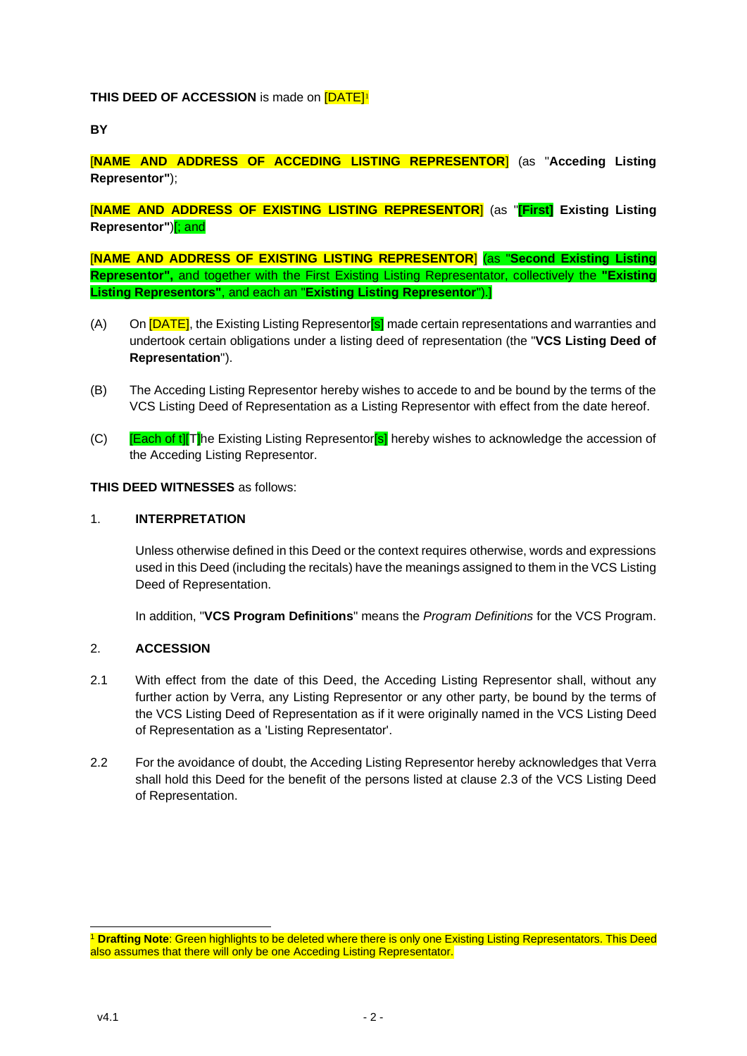**THIS DEED OF ACCESSION** is made on [DATE][1]

**BY**

[**NAME AND ADDRESS OF ACCEDING LISTING REPRESENTOR**] (as "**Acceding Listing Representor"**);

[**NAME AND ADDRESS OF EXISTING LISTING REPRESENTOR**] (as "**[First] Existing Listing Representor"**)[; and

[**NAME AND ADDRESS OF EXISTING LISTING REPRESENTOR**] (as "**Second Existing Listing Representor",** and together with the First Existing Listing Representator, collectively the **"Existing Listing Representors"**, and each an "**Existing Listing Representor**").]

(A) On [DATE], the Existing Listing Representor[s] made certain representations and warranties and undertook certain obligations under a listing deed of representation (the "**VCS Listing Deed of Representation**").

(B) The Acceding Listing Representor hereby wishes to accede to and be bound by the terms of the VCS Listing Deed of Representation as a Listing Representor with effect from the date hereof.

(C) [Each of t][T]he Existing Listing Representor[s] hereby wishes to acknowledge the accession of the Acceding Listing Representor.

**THIS DEED WITNESSES** as follows:

## 1. INTERPRETATION

Unless otherwise defined in this Deed or the context requires otherwise, words and expressions used in this Deed (including the recitals) have the meanings assigned to them in the VCS Listing Deed of Representation.

In addition, "**VCS Program Definitions**" means the *Program Definitions* for the VCS Program.

## 2. ACCESSION

2.1 With effect from the date of this Deed, the Acceding Listing Representor shall, without any further action by Verra, any Listing Representor or any other party, be bound by the terms of the VCS Listing Deed of Representation as if it were originally named in the VCS Listing Deed of Representation as a 'Listing Representator'.

2.2 For the avoidance of doubt, the Acceding Listing Representor hereby acknowledges that Verra shall hold this Deed for the benefit of the persons listed at clause 2.3 of the VCS Listing Deed of Representation.

[1] **Drafting Note**: Green highlights to be deleted where there is only one Existing Listing Representators. This Deed also assumes that there will only be one Acceding Listing Representator.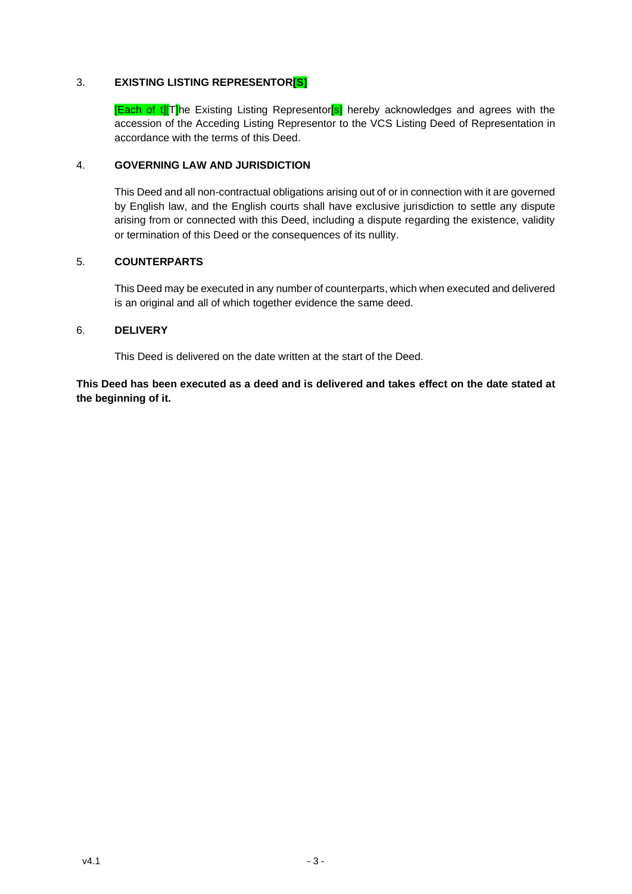## 3. EXISTING LISTING REPRESENTOR[S]

[Each of t][T]he Existing Listing Representor[s] hereby acknowledges and agrees with the accession of the Acceding Listing Representor to the VCS Listing Deed of Representation in accordance with the terms of this Deed.

## 4. GOVERNING LAW AND JURISDICTION

This Deed and all non-contractual obligations arising out of or in connection with it are governed by English law, and the English courts shall have exclusive jurisdiction to settle any dispute arising from or connected with this Deed, including a dispute regarding the existence, validity or termination of this Deed or the consequences of its nullity.

## 5. COUNTERPARTS

This Deed may be executed in any number of counterparts, which when executed and delivered is an original and all of which together evidence the same deed.

## 6. DELIVERY

This Deed is delivered on the date written at the start of the Deed.

**This Deed has been executed as a deed and is delivered and takes effect on the date stated at the beginning of it.**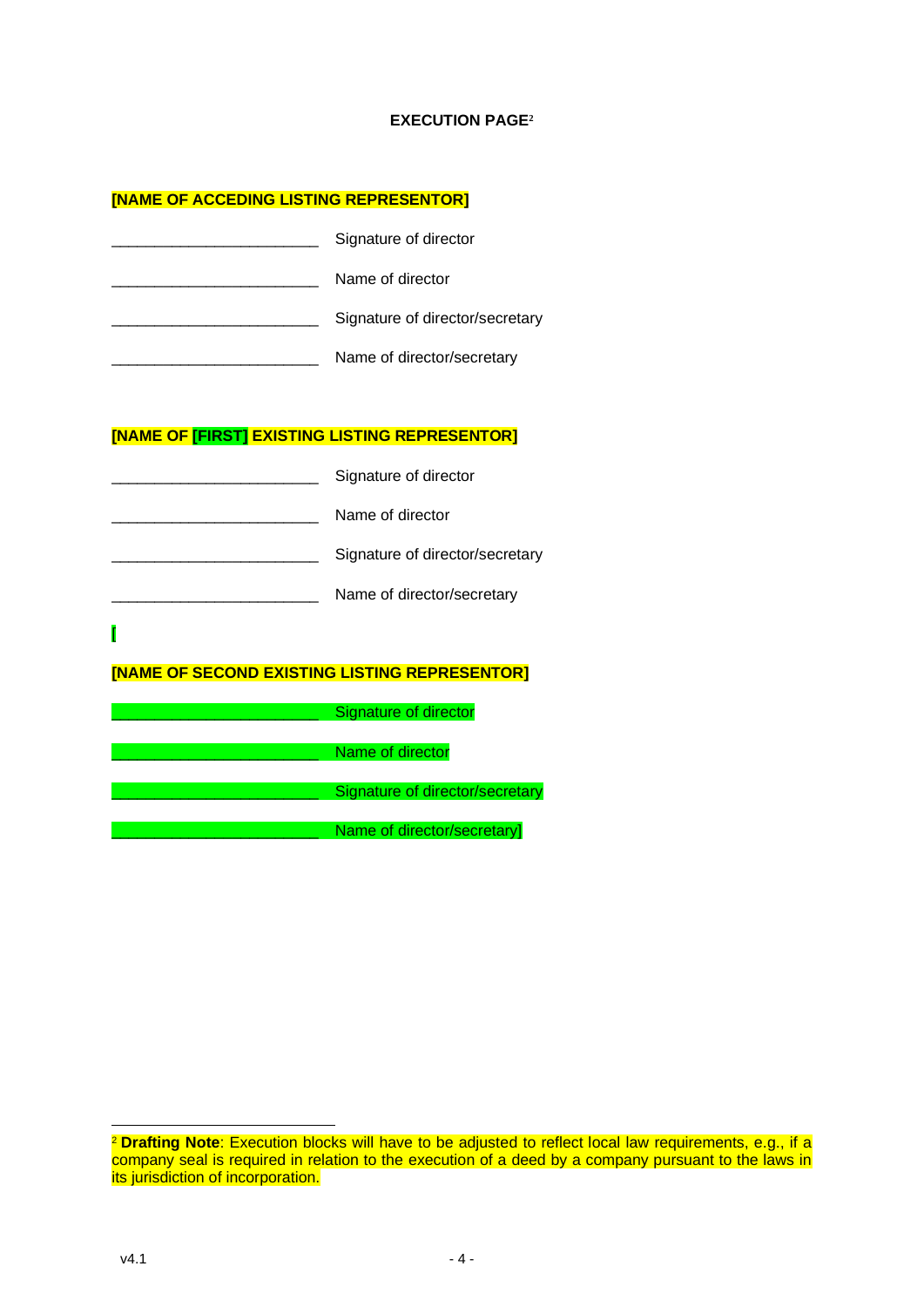**EXECUTION PAGE**[2]

**[NAME OF ACCEDING LISTING REPRESENTOR]**

| | |
|---|---|
| ________________________ | Signature of director |
| ________________________ | Name of director |
| ________________________ | Signature of director/secretary |
| ________________________ | Name of director/secretary |

**[NAME OF [FIRST] EXISTING LISTING REPRESENTOR]**

| | |
|---|---|
| ________________________ | Signature of director |
| ________________________ | Name of director |
| ________________________ | Signature of director/secretary |
| ________________________ | Name of director/secretary |

[

**[NAME OF SECOND EXISTING LISTING REPRESENTOR]**

| | |
|---|---|
| ________________________ | Signature of director |
| ________________________ | Name of director |
| ________________________ | Signature of director/secretary |
| ________________________ | Name of director/secretary] |

[2] **Drafting Note**: Execution blocks will have to be adjusted to reflect local law requirements, e.g., if a company seal is required in relation to the execution of a deed by a company pursuant to the laws in its jurisdiction of incorporation.